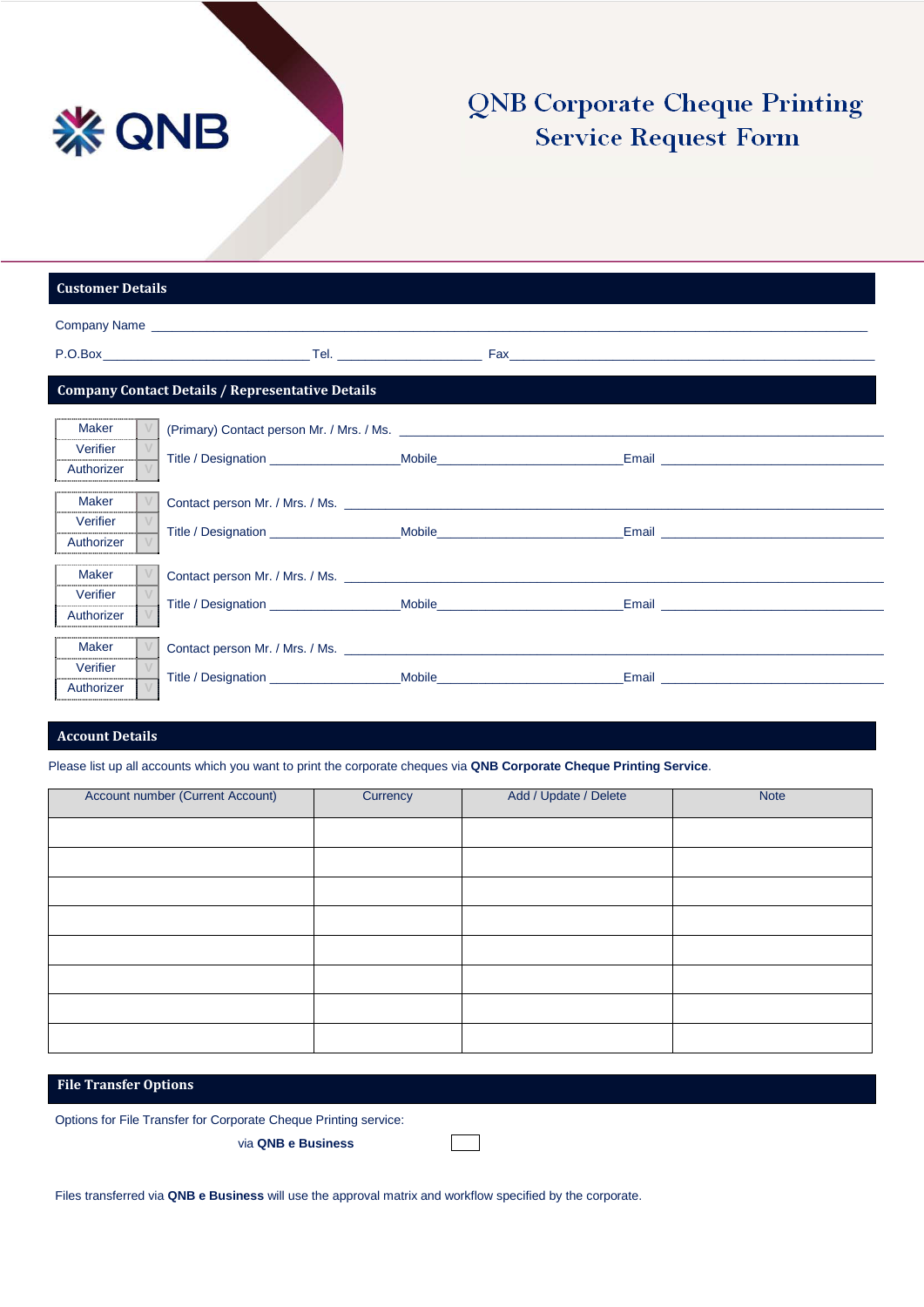QNB

# QNB Corporate Cheque Printing Service Request Form

## Customer Details

Company Name \_\_\_\_\_\_\_\_\_\_\_\_\_\_\_\_\_\_\_\_\_\_\_\_\_\_\_\_\_\_\_\_\_\_\_\_\_\_\_\_\_\_\_\_\_\_\_\_\_\_\_\_\_\_\_\_\_\_\_\_\_\_\_\_\_\_\_\_\_\_\_\_\_\_\_\_

P.O.Box \_\_\_\_\_\_\_\_\_\_\_\_\_\_\_\_\_\_\_\_\_\_\_\_\_\_\_\_ Tel. \_\_\_\_\_\_\_\_\_\_\_\_\_\_\_\_\_\_\_\_\_ Fax \_\_\_\_\_\_\_\_\_\_\_\_\_\_\_\_\_\_\_\_\_\_\_\_\_\_\_\_\_\_\_\_\_\_\_\_\_\_\_\_\_\_\_\_\_\_\_\_\_\_

## Company Contact Details / Representative Details

| Role | ✓ |
|---|---|
| Maker | V |
| Verifier | V |
| Authorizer | V |

(Primary) Contact person Mr. / Mrs. / Ms. \_\_\_\_\_\_\_\_\_\_\_\_\_\_\_\_\_\_\_\_\_\_\_\_\_\_\_\_\_\_\_\_\_\_\_\_\_\_\_\_\_\_\_\_\_\_\_\_\_\_\_\_\_\_\_\_\_\_\_\_\_\_

Title / Designation \_\_\_\_\_\_\_\_\_\_\_\_\_\_\_\_\_\_ Mobile \_\_\_\_\_\_\_\_\_\_\_\_\_\_\_\_\_\_\_\_\_\_\_\_\_\_ Email \_\_\_\_\_\_\_\_\_\_\_\_\_\_\_\_\_\_\_\_\_\_\_\_\_\_\_\_\_\_\_

| Role | ✓ |
|---|---|
| Maker | V |
| Verifier | V |
| Authorizer | V |

Contact person Mr. / Mrs. / Ms. \_\_\_\_\_\_\_\_\_\_\_\_\_\_\_\_\_\_\_\_\_\_\_\_\_\_\_\_\_\_\_\_\_\_\_\_\_\_\_\_\_\_\_\_\_\_\_\_\_\_\_\_\_\_\_\_\_\_\_\_\_\_\_\_\_\_\_\_\_\_

Title / Designation \_\_\_\_\_\_\_\_\_\_\_\_\_\_\_\_\_\_ Mobile \_\_\_\_\_\_\_\_\_\_\_\_\_\_\_\_\_\_\_\_\_\_\_\_\_\_ Email \_\_\_\_\_\_\_\_\_\_\_\_\_\_\_\_\_\_\_\_\_\_\_\_\_\_\_\_\_\_\_

| Role | ✓ |
|---|---|
| Maker | V |
| Verifier | V |
| Authorizer | V |

Contact person Mr. / Mrs. / Ms. \_\_\_\_\_\_\_\_\_\_\_\_\_\_\_\_\_\_\_\_\_\_\_\_\_\_\_\_\_\_\_\_\_\_\_\_\_\_\_\_\_\_\_\_\_\_\_\_\_\_\_\_\_\_\_\_\_\_\_\_\_\_\_\_\_\_\_\_\_\_

Title / Designation \_\_\_\_\_\_\_\_\_\_\_\_\_\_\_\_\_\_ Mobile \_\_\_\_\_\_\_\_\_\_\_\_\_\_\_\_\_\_\_\_\_\_\_\_\_\_ Email \_\_\_\_\_\_\_\_\_\_\_\_\_\_\_\_\_\_\_\_\_\_\_\_\_\_\_\_\_\_\_

| Role | ✓ |
|---|---|
| Maker | V |
| Verifier | V |
| Authorizer | V |

Contact person Mr. / Mrs. / Ms. \_\_\_\_\_\_\_\_\_\_\_\_\_\_\_\_\_\_\_\_\_\_\_\_\_\_\_\_\_\_\_\_\_\_\_\_\_\_\_\_\_\_\_\_\_\_\_\_\_\_\_\_\_\_\_\_\_\_\_\_\_\_\_\_\_\_\_\_\_\_

Title / Designation \_\_\_\_\_\_\_\_\_\_\_\_\_\_\_\_\_\_ Mobile \_\_\_\_\_\_\_\_\_\_\_\_\_\_\_\_\_\_\_\_\_\_\_\_\_\_ Email \_\_\_\_\_\_\_\_\_\_\_\_\_\_\_\_\_\_\_\_\_\_\_\_\_\_\_\_\_\_\_

## Account Details

Please list up all accounts which you want to print the corporate cheques via **QNB Corporate Cheque Printing Service**.

| Account number (Current Account) | Currency | Add / Update / Delete | Note |
|---|---|---|---|
| | | | |
| | | | |
| | | | |
| | | | |
| | | | |
| | | | |
| | | | |
| | | | |

## File Transfer Options

Options for File Transfer for Corporate Cheque Printing service:

via **QNB e Business** ☐

Files transferred via **QNB e Business** will use the approval matrix and workflow specified by the corporate.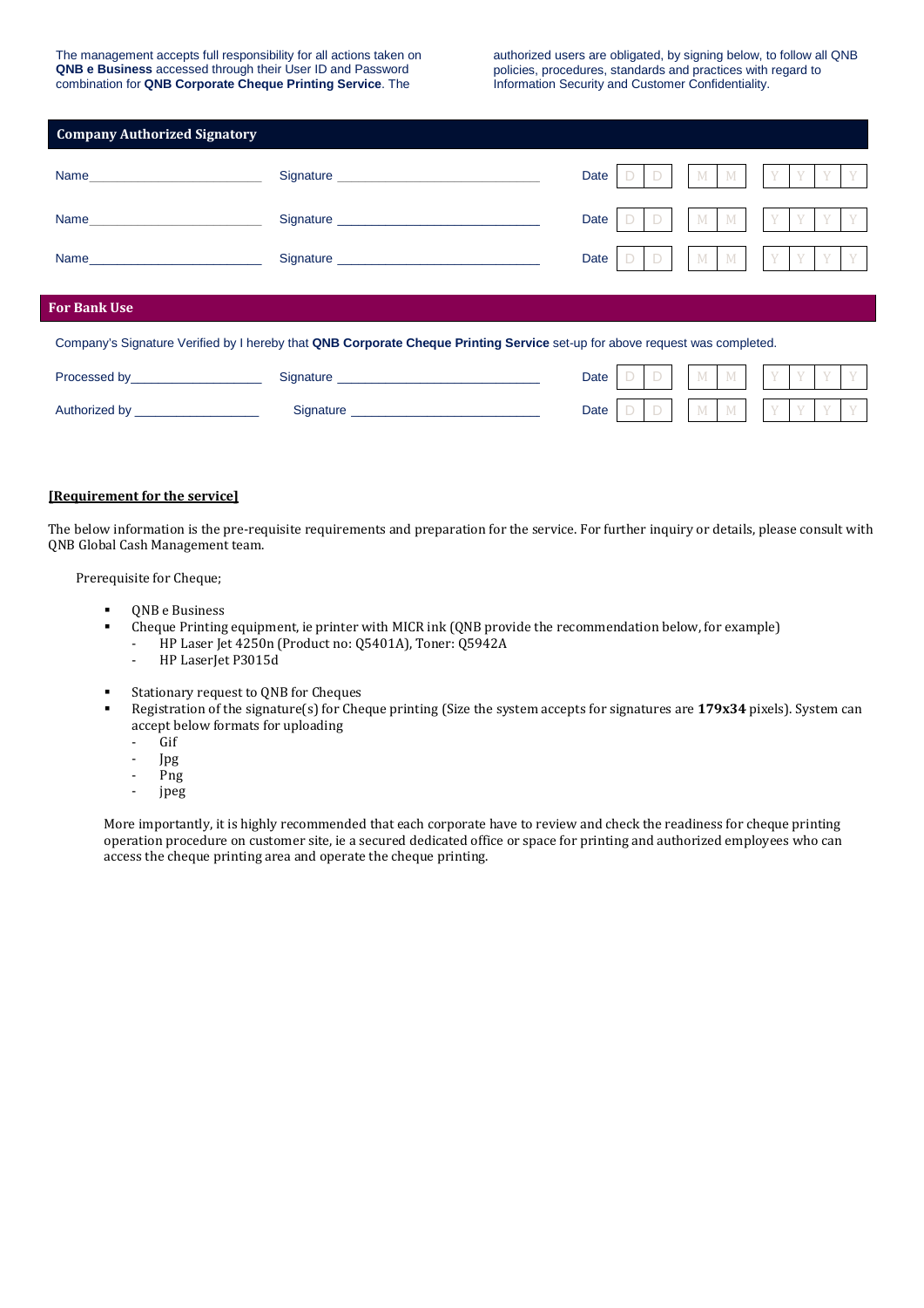The management accepts full responsibility for all actions taken on **QNB e Business** accessed through their User ID and Password combination for **QNB Corporate Cheque Printing Service**. The authorized users are obligated, by signing below, to follow all QNB policies, procedures, standards and practices with regard to Information Security and Customer Confidentiality.

## Company Authorized Signatory

Name\_\_\_\_\_\_\_\_\_\_\_\_\_\_\_\_\_\_\_\_\_\_\_\_\_ Signature \_\_\_\_\_\_\_\_\_\_\_\_\_\_\_\_\_\_\_\_\_\_\_\_\_\_\_\_\_\_ Date D D M M Y Y Y Y

Name\_\_\_\_\_\_\_\_\_\_\_\_\_\_\_\_\_\_\_\_\_\_\_\_\_ Signature \_\_\_\_\_\_\_\_\_\_\_\_\_\_\_\_\_\_\_\_\_\_\_\_\_\_\_\_\_\_ Date D D M M Y Y Y Y

Name\_\_\_\_\_\_\_\_\_\_\_\_\_\_\_\_\_\_\_\_\_\_\_\_\_ Signature \_\_\_\_\_\_\_\_\_\_\_\_\_\_\_\_\_\_\_\_\_\_\_\_\_\_\_\_\_\_ Date D D M M Y Y Y Y

## For Bank Use

Company's Signature Verified by I hereby that **QNB Corporate Cheque Printing Service** set-up for above request was completed.

Processed by\_\_\_\_\_\_\_\_\_\_\_\_\_\_\_\_\_\_\_ Signature \_\_\_\_\_\_\_\_\_\_\_\_\_\_\_\_\_\_\_\_\_\_\_\_\_\_\_\_\_\_ Date D D M M Y Y Y Y

Authorized by \_\_\_\_\_\_\_\_\_\_\_\_\_\_\_\_\_\_\_ Signature \_\_\_\_\_\_\_\_\_\_\_\_\_\_\_\_\_\_\_\_\_\_\_\_\_\_\_\_\_\_ Date D D M M Y Y Y Y

**[Requirement for the service]**

The below information is the pre-requisite requirements and preparation for the service. For further inquiry or details, please consult with QNB Global Cash Management team.

Prerequisite for Cheque;

- QNB e Business
- Cheque Printing equipment, ie printer with MICR ink (QNB provide the recommendation below, for example)
  - HP Laser Jet 4250n (Product no: Q5401A), Toner: Q5942A
  - HP LaserJet P3015d
- Stationary request to QNB for Cheques
- Registration of the signature(s) for Cheque printing (Size the system accepts for signatures are **179x34** pixels). System can accept below formats for uploading
  - Gif
  - Jpg
  - Png
  - jpeg

More importantly, it is highly recommended that each corporate have to review and check the readiness for cheque printing operation procedure on customer site, ie a secured dedicated office or space for printing and authorized employees who can access the cheque printing area and operate the cheque printing.